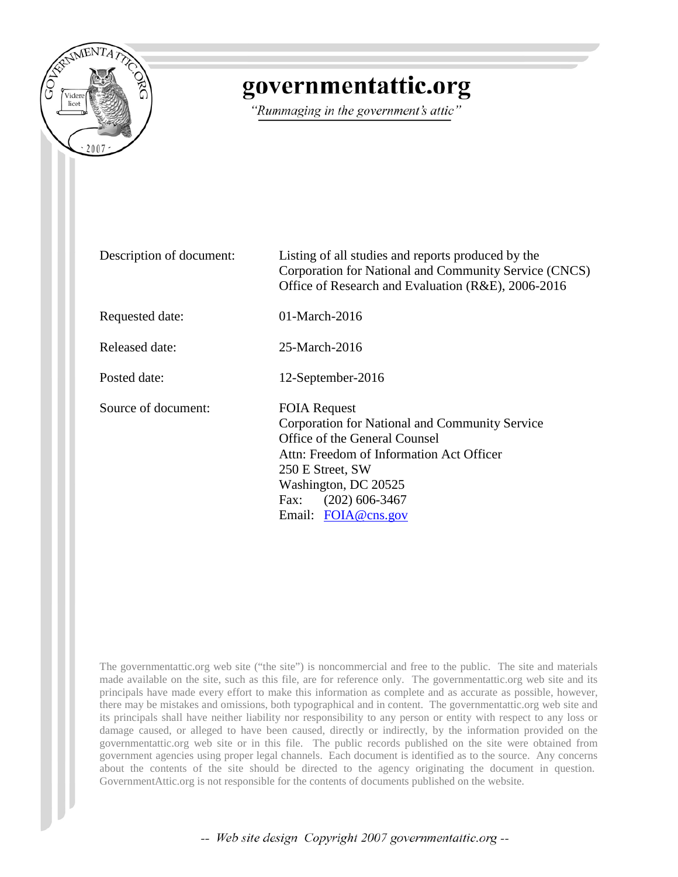# governmentattic.org

*"Rummaging in the government's attic"*

| | |
|---|---|
| Description of document: | Listing of all studies and reports produced by the Corporation for National and Community Service (CNCS) Office of Research and Evaluation (R&E), 2006-2016 |
| Requested date: | 01-March-2016 |
| Released date: | 25-March-2016 |
| Posted date: | 12-September-2016 |
| Source of document: | FOIA Request<br>Corporation for National and Community Service<br>Office of the General Counsel<br>Attn: Freedom of Information Act Officer<br>250 E Street, SW<br>Washington, DC 20525<br>Fax: (202) 606-3467<br>Email: FOIA@cns.gov |

The governmentattic.org web site ("the site") is noncommercial and free to the public. The site and materials made available on the site, such as this file, are for reference only. The governmentattic.org web site and its principals have made every effort to make this information as complete and as accurate as possible, however, there may be mistakes and omissions, both typographical and in content. The governmentattic.org web site and its principals shall have neither liability nor responsibility to any person or entity with respect to any loss or damage caused, or alleged to have been caused, directly or indirectly, by the information provided on the governmentattic.org web site or in this file. The public records published on the site were obtained from government agencies using proper legal channels. Each document is identified as to the source. Any concerns about the contents of the site should be directed to the agency originating the document in question. GovernmentAttic.org is not responsible for the contents of documents published on the website.

-- Web site design Copyright 2007 governmentattic.org --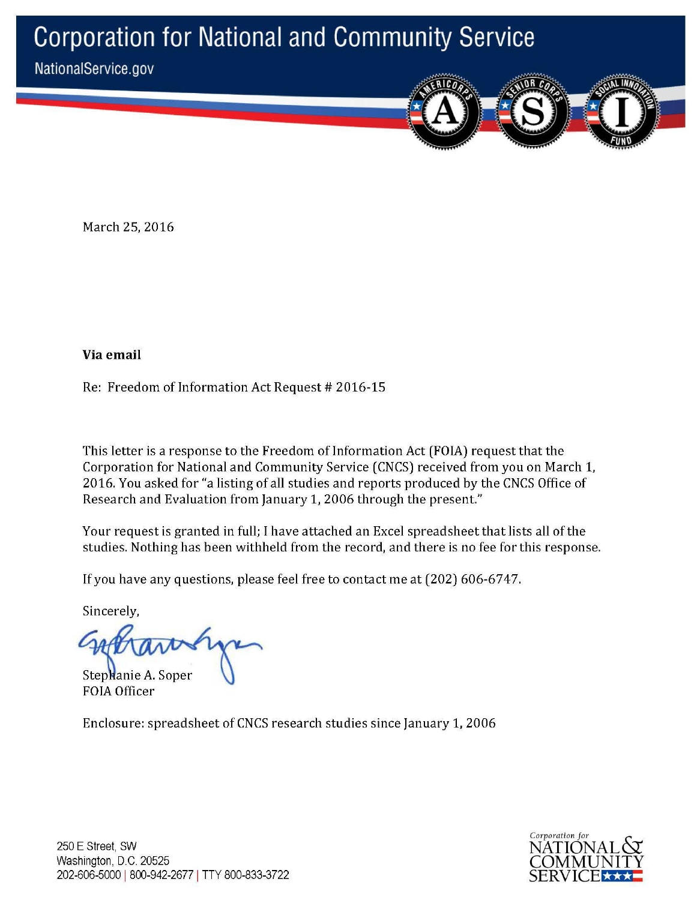# Corporation for National and Community Service

NationalService.gov

March 25, 2016

**Via email**

Re: Freedom of Information Act Request # 2016-15

This letter is a response to the Freedom of Information Act (FOIA) request that the Corporation for National and Community Service (CNCS) received from you on March 1, 2016. You asked for "a listing of all studies and reports produced by the CNCS Office of Research and Evaluation from January 1, 2006 through the present."

Your request is granted in full; I have attached an Excel spreadsheet that lists all of the studies. Nothing has been withheld from the record, and there is no fee for this response.

If you have any questions, please feel free to contact me at (202) 606-6747.

Sincerely,

Stephanie A. Soper
FOIA Officer

Enclosure: spreadsheet of CNCS research studies since January 1, 2006

250 E Street, SW
Washington, D.C. 20525
202-606-5000 | 800-942-2677 | TTY 800-833-3722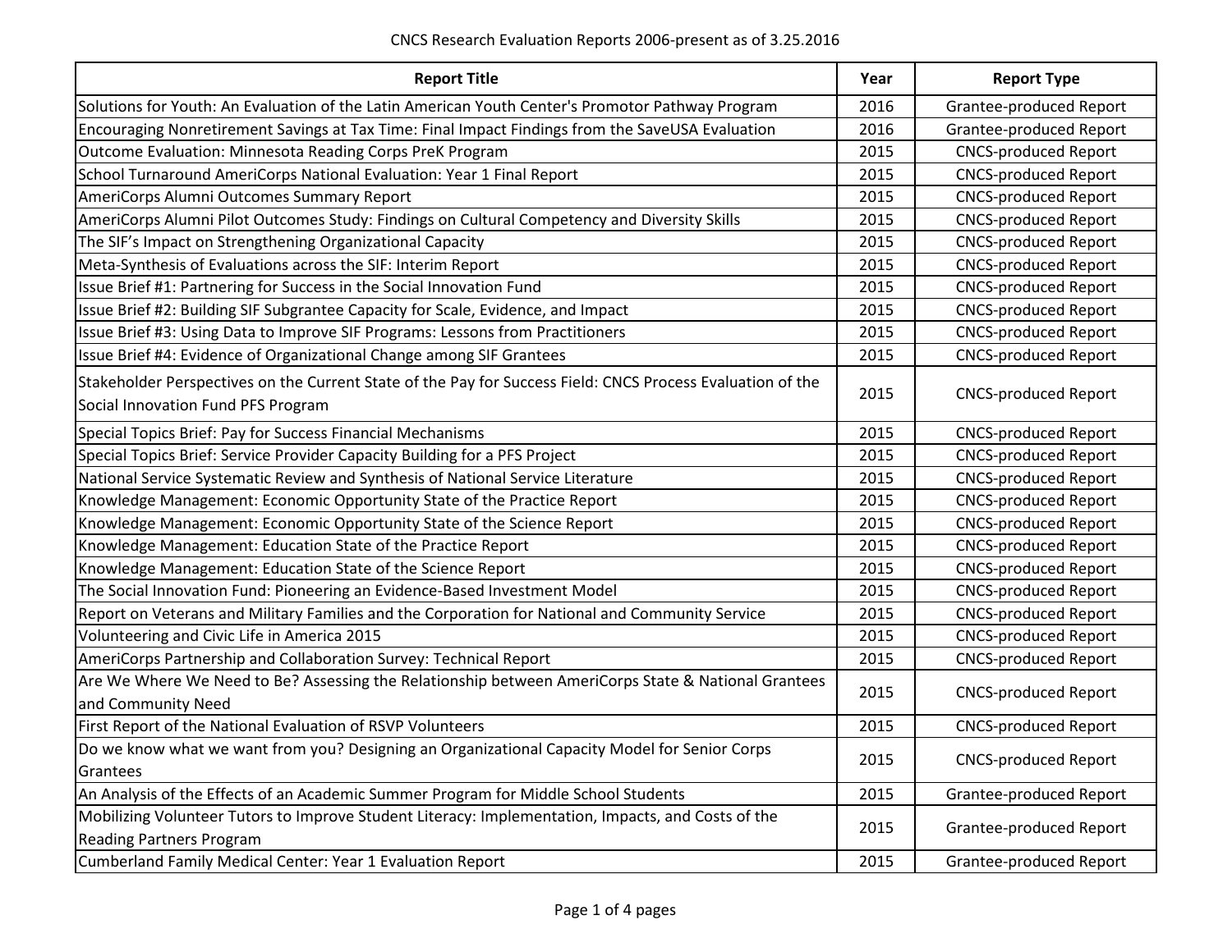CNCS Research Evaluation Reports 2006-present as of 3.25.2016

| Report Title | Year | Report Type |
|---|---|---|
| Solutions for Youth: An Evaluation of the Latin American Youth Center's Promotor Pathway Program | 2016 | Grantee-produced Report |
| Encouraging Nonretirement Savings at Tax Time: Final Impact Findings from the SaveUSA Evaluation | 2016 | Grantee-produced Report |
| Outcome Evaluation: Minnesota Reading Corps PreK Program | 2015 | CNCS-produced Report |
| School Turnaround AmeriCorps National Evaluation: Year 1 Final Report | 2015 | CNCS-produced Report |
| AmeriCorps Alumni Outcomes Summary Report | 2015 | CNCS-produced Report |
| AmeriCorps Alumni Pilot Outcomes Study: Findings on Cultural Competency and Diversity Skills | 2015 | CNCS-produced Report |
| The SIF's Impact on Strengthening Organizational Capacity | 2015 | CNCS-produced Report |
| Meta-Synthesis of Evaluations across the SIF: Interim Report | 2015 | CNCS-produced Report |
| Issue Brief #1: Partnering for Success in the Social Innovation Fund | 2015 | CNCS-produced Report |
| Issue Brief #2: Building SIF Subgrantee Capacity for Scale, Evidence, and Impact | 2015 | CNCS-produced Report |
| Issue Brief #3: Using Data to Improve SIF Programs: Lessons from Practitioners | 2015 | CNCS-produced Report |
| Issue Brief #4: Evidence of Organizational Change among SIF Grantees | 2015 | CNCS-produced Report |
| Stakeholder Perspectives on the Current State of the Pay for Success Field: CNCS Process Evaluation of the Social Innovation Fund PFS Program | 2015 | CNCS-produced Report |
| Special Topics Brief: Pay for Success Financial Mechanisms | 2015 | CNCS-produced Report |
| Special Topics Brief: Service Provider Capacity Building for a PFS Project | 2015 | CNCS-produced Report |
| National Service Systematic Review and Synthesis of National Service Literature | 2015 | CNCS-produced Report |
| Knowledge Management: Economic Opportunity State of the Practice Report | 2015 | CNCS-produced Report |
| Knowledge Management: Economic Opportunity State of the Science Report | 2015 | CNCS-produced Report |
| Knowledge Management: Education State of the Practice Report | 2015 | CNCS-produced Report |
| Knowledge Management: Education State of the Science Report | 2015 | CNCS-produced Report |
| The Social Innovation Fund: Pioneering an Evidence-Based Investment Model | 2015 | CNCS-produced Report |
| Report on Veterans and Military Families and the Corporation for National and Community Service | 2015 | CNCS-produced Report |
| Volunteering and Civic Life in America 2015 | 2015 | CNCS-produced Report |
| AmeriCorps Partnership and Collaboration Survey: Technical Report | 2015 | CNCS-produced Report |
| Are We Where We Need to Be? Assessing the Relationship between AmeriCorps State & National Grantees and Community Need | 2015 | CNCS-produced Report |
| First Report of the National Evaluation of RSVP Volunteers | 2015 | CNCS-produced Report |
| Do we know what we want from you? Designing an Organizational Capacity Model for Senior Corps Grantees | 2015 | CNCS-produced Report |
| An Analysis of the Effects of an Academic Summer Program for Middle School Students | 2015 | Grantee-produced Report |
| Mobilizing Volunteer Tutors to Improve Student Literacy: Implementation, Impacts, and Costs of the Reading Partners Program | 2015 | Grantee-produced Report |
| Cumberland Family Medical Center: Year 1 Evaluation Report | 2015 | Grantee-produced Report |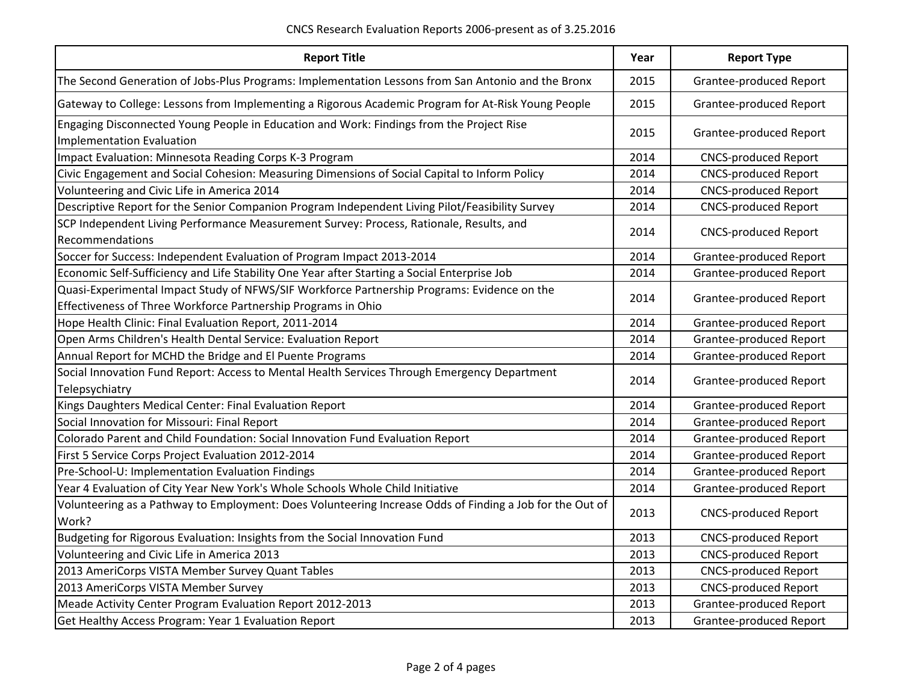| Report Title | Year | Report Type |
| --- | --- | --- |
| The Second Generation of Jobs-Plus Programs: Implementation Lessons from San Antonio and the Bronx | 2015 | Grantee-produced Report |
| Gateway to College: Lessons from Implementing a Rigorous Academic Program for At-Risk Young People | 2015 | Grantee-produced Report |
| Engaging Disconnected Young People in Education and Work: Findings from the Project Rise Implementation Evaluation | 2015 | Grantee-produced Report |
| Impact Evaluation: Minnesota Reading Corps K-3 Program | 2014 | CNCS-produced Report |
| Civic Engagement and Social Cohesion: Measuring Dimensions of Social Capital to Inform Policy | 2014 | CNCS-produced Report |
| Volunteering and Civic Life in America 2014 | 2014 | CNCS-produced Report |
| Descriptive Report for the Senior Companion Program Independent Living Pilot/Feasibility Survey | 2014 | CNCS-produced Report |
| SCP Independent Living Performance Measurement Survey: Process, Rationale, Results, and Recommendations | 2014 | CNCS-produced Report |
| Soccer for Success: Independent Evaluation of Program Impact 2013-2014 | 2014 | Grantee-produced Report |
| Economic Self-Sufficiency and Life Stability One Year after Starting a Social Enterprise Job | 2014 | Grantee-produced Report |
| Quasi-Experimental Impact Study of NFWS/SIF Workforce Partnership Programs: Evidence on the Effectiveness of Three Workforce Partnership Programs in Ohio | 2014 | Grantee-produced Report |
| Hope Health Clinic: Final Evaluation Report, 2011-2014 | 2014 | Grantee-produced Report |
| Open Arms Children's Health Dental Service: Evaluation Report | 2014 | Grantee-produced Report |
| Annual Report for MCHD the Bridge and El Puente Programs | 2014 | Grantee-produced Report |
| Social Innovation Fund Report: Access to Mental Health Services Through Emergency Department Telepsychiatry | 2014 | Grantee-produced Report |
| Kings Daughters Medical Center: Final Evaluation Report | 2014 | Grantee-produced Report |
| Social Innovation for Missouri: Final Report | 2014 | Grantee-produced Report |
| Colorado Parent and Child Foundation: Social Innovation Fund Evaluation Report | 2014 | Grantee-produced Report |
| First 5 Service Corps Project Evaluation 2012-2014 | 2014 | Grantee-produced Report |
| Pre-School-U: Implementation Evaluation Findings | 2014 | Grantee-produced Report |
| Year 4 Evaluation of City Year New York's Whole Schools Whole Child Initiative | 2014 | Grantee-produced Report |
| Volunteering as a Pathway to Employment: Does Volunteering Increase Odds of Finding a Job for the Out of Work? | 2013 | CNCS-produced Report |
| Budgeting for Rigorous Evaluation: Insights from the Social Innovation Fund | 2013 | CNCS-produced Report |
| Volunteering and Civic Life in America 2013 | 2013 | CNCS-produced Report |
| 2013 AmeriCorps VISTA Member Survey Quant Tables | 2013 | CNCS-produced Report |
| 2013 AmeriCorps VISTA Member Survey | 2013 | CNCS-produced Report |
| Meade Activity Center Program Evaluation Report 2012-2013 | 2013 | Grantee-produced Report |
| Get Healthy Access Program: Year 1 Evaluation Report | 2013 | Grantee-produced Report |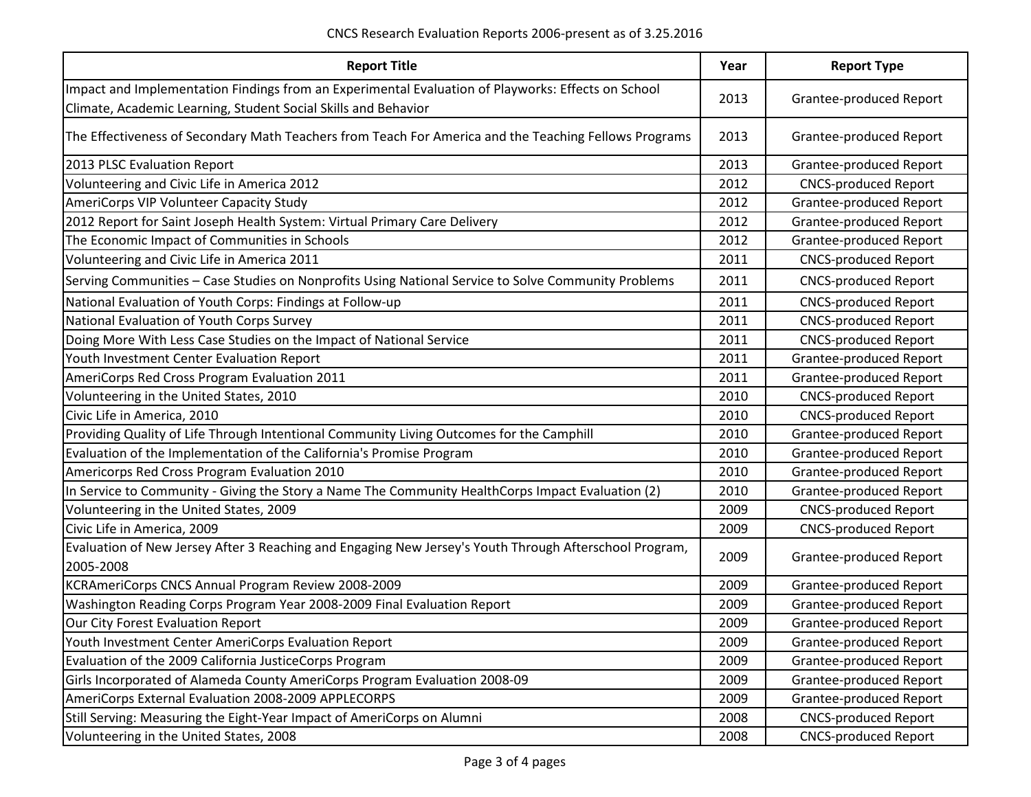| Report Title | Year | Report Type |
| --- | --- | --- |
| Impact and Implementation Findings from an Experimental Evaluation of Playworks: Effects on School Climate, Academic Learning, Student Social Skills and Behavior | 2013 | Grantee-produced Report |
| The Effectiveness of Secondary Math Teachers from Teach For America and the Teaching Fellows Programs | 2013 | Grantee-produced Report |
| 2013 PLSC Evaluation Report | 2013 | Grantee-produced Report |
| Volunteering and Civic Life in America 2012 | 2012 | CNCS-produced Report |
| AmeriCorps VIP Volunteer Capacity Study | 2012 | Grantee-produced Report |
| 2012 Report for Saint Joseph Health System: Virtual Primary Care Delivery | 2012 | Grantee-produced Report |
| The Economic Impact of Communities in Schools | 2012 | Grantee-produced Report |
| Volunteering and Civic Life in America 2011 | 2011 | CNCS-produced Report |
| Serving Communities – Case Studies on Nonprofits Using National Service to Solve Community Problems | 2011 | CNCS-produced Report |
| National Evaluation of Youth Corps: Findings at Follow-up | 2011 | CNCS-produced Report |
| National Evaluation of Youth Corps Survey | 2011 | CNCS-produced Report |
| Doing More With Less Case Studies on the Impact of National Service | 2011 | CNCS-produced Report |
| Youth Investment Center Evaluation Report | 2011 | Grantee-produced Report |
| AmeriCorps Red Cross Program Evaluation 2011 | 2011 | Grantee-produced Report |
| Volunteering in the United States, 2010 | 2010 | CNCS-produced Report |
| Civic Life in America, 2010 | 2010 | CNCS-produced Report |
| Providing Quality of Life Through Intentional Community Living Outcomes for the Camphill | 2010 | Grantee-produced Report |
| Evaluation of the Implementation of the California's Promise Program | 2010 | Grantee-produced Report |
| Americorps Red Cross Program Evaluation 2010 | 2010 | Grantee-produced Report |
| In Service to Community - Giving the Story a Name The Community HealthCorps Impact Evaluation (2) | 2010 | Grantee-produced Report |
| Volunteering in the United States, 2009 | 2009 | CNCS-produced Report |
| Civic Life in America, 2009 | 2009 | CNCS-produced Report |
| Evaluation of New Jersey After 3 Reaching and Engaging New Jersey's Youth Through Afterschool Program, 2005-2008 | 2009 | Grantee-produced Report |
| KCRAmeriCorps CNCS Annual Program Review 2008-2009 | 2009 | Grantee-produced Report |
| Washington Reading Corps Program Year 2008-2009 Final Evaluation Report | 2009 | Grantee-produced Report |
| Our City Forest Evaluation Report | 2009 | Grantee-produced Report |
| Youth Investment Center AmeriCorps Evaluation Report | 2009 | Grantee-produced Report |
| Evaluation of the 2009 California JusticeCorps Program | 2009 | Grantee-produced Report |
| Girls Incorporated of Alameda County AmeriCorps Program Evaluation 2008-09 | 2009 | Grantee-produced Report |
| AmeriCorps External Evaluation 2008-2009 APPLECORPS | 2009 | Grantee-produced Report |
| Still Serving: Measuring the Eight-Year Impact of AmeriCorps on Alumni | 2008 | CNCS-produced Report |
| Volunteering in the United States, 2008 | 2008 | CNCS-produced Report |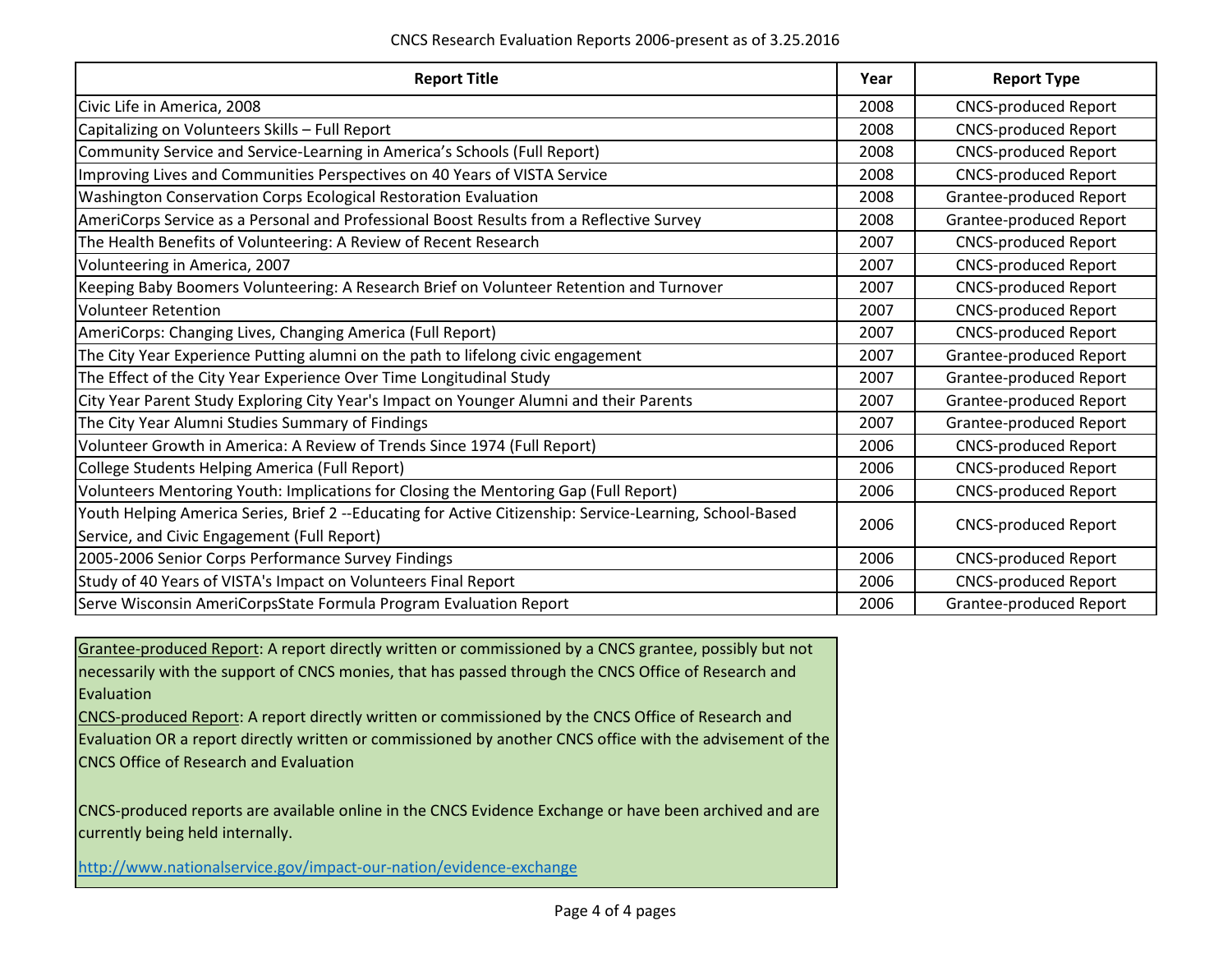| Report Title | Year | Report Type |
|---|---|---|
| Civic Life in America, 2008 | 2008 | CNCS-produced Report |
| Capitalizing on Volunteers Skills – Full Report | 2008 | CNCS-produced Report |
| Community Service and Service-Learning in America's Schools (Full Report) | 2008 | CNCS-produced Report |
| Improving Lives and Communities Perspectives on 40 Years of VISTA Service | 2008 | CNCS-produced Report |
| Washington Conservation Corps Ecological Restoration Evaluation | 2008 | Grantee-produced Report |
| AmeriCorps Service as a Personal and Professional Boost Results from a Reflective Survey | 2008 | Grantee-produced Report |
| The Health Benefits of Volunteering: A Review of Recent Research | 2007 | CNCS-produced Report |
| Volunteering in America, 2007 | 2007 | CNCS-produced Report |
| Keeping Baby Boomers Volunteering: A Research Brief on Volunteer Retention and Turnover | 2007 | CNCS-produced Report |
| Volunteer Retention | 2007 | CNCS-produced Report |
| AmeriCorps: Changing Lives, Changing America (Full Report) | 2007 | CNCS-produced Report |
| The City Year Experience Putting alumni on the path to lifelong civic engagement | 2007 | Grantee-produced Report |
| The Effect of the City Year Experience Over Time Longitudinal Study | 2007 | Grantee-produced Report |
| City Year Parent Study Exploring City Year's Impact on Younger Alumni and their Parents | 2007 | Grantee-produced Report |
| The City Year Alumni Studies Summary of Findings | 2007 | Grantee-produced Report |
| Volunteer Growth in America: A Review of Trends Since 1974 (Full Report) | 2006 | CNCS-produced Report |
| College Students Helping America (Full Report) | 2006 | CNCS-produced Report |
| Volunteers Mentoring Youth: Implications for Closing the Mentoring Gap (Full Report) | 2006 | CNCS-produced Report |
| Youth Helping America Series, Brief 2 --Educating for Active Citizenship: Service-Learning, School-Based Service, and Civic Engagement (Full Report) | 2006 | CNCS-produced Report |
| 2005-2006 Senior Corps Performance Survey Findings | 2006 | CNCS-produced Report |
| Study of 40 Years of VISTA's Impact on Volunteers Final Report | 2006 | CNCS-produced Report |
| Serve Wisconsin AmeriCorpsState Formula Program Evaluation Report | 2006 | Grantee-produced Report |

Grantee-produced Report: A report directly written or commissioned by a CNCS grantee, possibly but not necessarily with the support of CNCS monies, that has passed through the CNCS Office of Research and Evaluation

CNCS-produced Report: A report directly written or commissioned by the CNCS Office of Research and Evaluation OR a report directly written or commissioned by another CNCS office with the advisement of the CNCS Office of Research and Evaluation

CNCS-produced reports are available online in the CNCS Evidence Exchange or have been archived and are currently being held internally.

http://www.nationalservice.gov/impact-our-nation/evidence-exchange